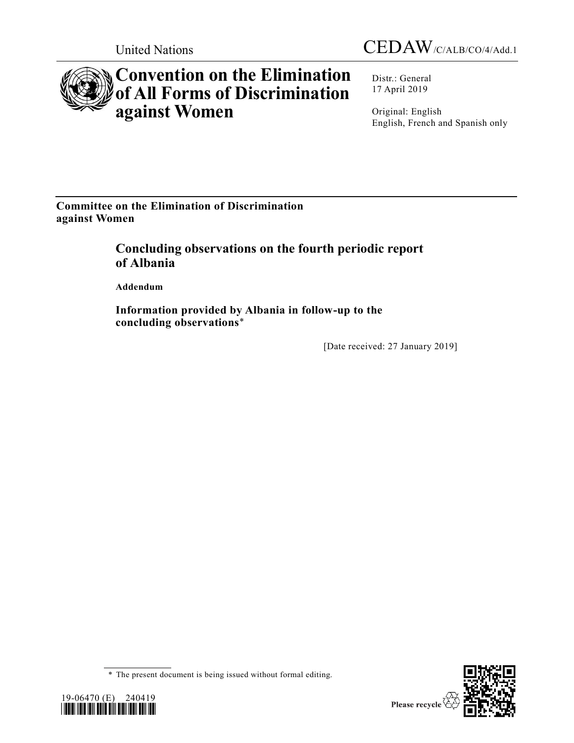United Nations

CEDAW/C/ALB/CO/4/Add.1

# Convention on the Elimination of All Forms of Discrimination against Women

Distr.: General
17 April 2019

Original: English
English, French and Spanish only

**Committee on the Elimination of Discrimination against Women**

## Concluding observations on the fourth periodic report of Albania

**Addendum**

### Information provided by Albania in follow-up to the concluding observations*

[Date received: 27 January 2019]

* The present document is being issued without formal editing.

19-06470 (E) 240419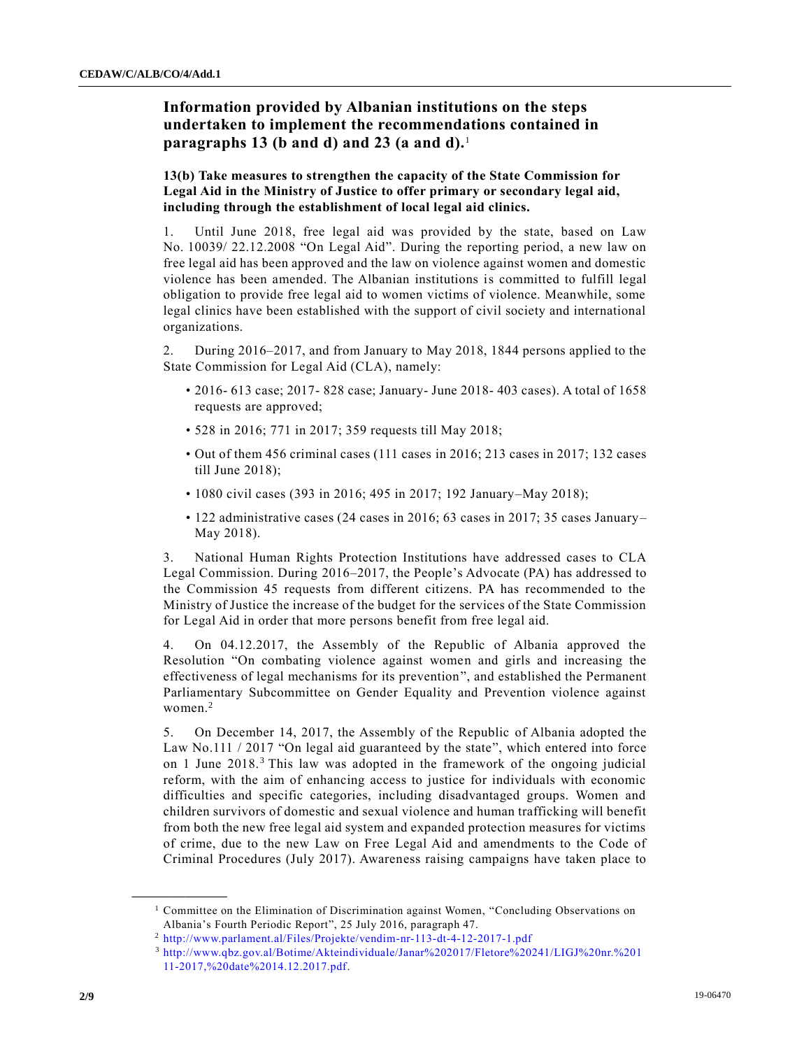## Information provided by Albanian institutions on the steps undertaken to implement the recommendations contained in paragraphs 13 (b and d) and 23 (a and d).[1]

### 13(b) Take measures to strengthen the capacity of the State Commission for Legal Aid in the Ministry of Justice to offer primary or secondary legal aid, including through the establishment of local legal aid clinics.

1. Until June 2018, free legal aid was provided by the state, based on Law No. 10039/ 22.12.2008 "On Legal Aid". During the reporting period, a new law on free legal aid has been approved and the law on violence against women and domestic violence has been amended. The Albanian institutions is committed to fulfill legal obligation to provide free legal aid to women victims of violence. Meanwhile, some legal clinics have been established with the support of civil society and international organizations.

2. During 2016–2017, and from January to May 2018, 1844 persons applied to the State Commission for Legal Aid (CLA), namely:

- 2016- 613 case; 2017- 828 case; January- June 2018- 403 cases). A total of 1658 requests are approved;
- 528 in 2016; 771 in 2017; 359 requests till May 2018;
- Out of them 456 criminal cases (111 cases in 2016; 213 cases in 2017; 132 cases till June 2018);
- 1080 civil cases (393 in 2016; 495 in 2017; 192 January–May 2018);
- 122 administrative cases (24 cases in 2016; 63 cases in 2017; 35 cases January–May 2018).

3. National Human Rights Protection Institutions have addressed cases to CLA Legal Commission. During 2016–2017, the People's Advocate (PA) has addressed to the Commission 45 requests from different citizens. PA has recommended to the Ministry of Justice the increase of the budget for the services of the State Commission for Legal Aid in order that more persons benefit from free legal aid.

4. On 04.12.2017, the Assembly of the Republic of Albania approved the Resolution "On combating violence against women and girls and increasing the effectiveness of legal mechanisms for its prevention", and established the Permanent Parliamentary Subcommittee on Gender Equality and Prevention violence against women.[2]

5. On December 14, 2017, the Assembly of the Republic of Albania adopted the Law No.111 / 2017 "On legal aid guaranteed by the state", which entered into force on 1 June 2018.[3] This law was adopted in the framework of the ongoing judicial reform, with the aim of enhancing access to justice for individuals with economic difficulties and specific categories, including disadvantaged groups. Women and children survivors of domestic and sexual violence and human trafficking will benefit from both the new free legal aid system and expanded protection measures for victims of crime, due to the new Law on Free Legal Aid and amendments to the Code of Criminal Procedures (July 2017). Awareness raising campaigns have taken place to

---

[1] Committee on the Elimination of Discrimination against Women, "Concluding Observations on Albania's Fourth Periodic Report", 25 July 2016, paragraph 47.

[2] http://www.parlament.al/Files/Projekte/vendim-nr-113-dt-4-12-2017-1.pdf

[3] http://www.qbz.gov.al/Botime/Akteindividuale/Janar%202017/Fletore%20241/LIGJ%20nr.%20111-2017,%20date%2014.12.2017.pdf.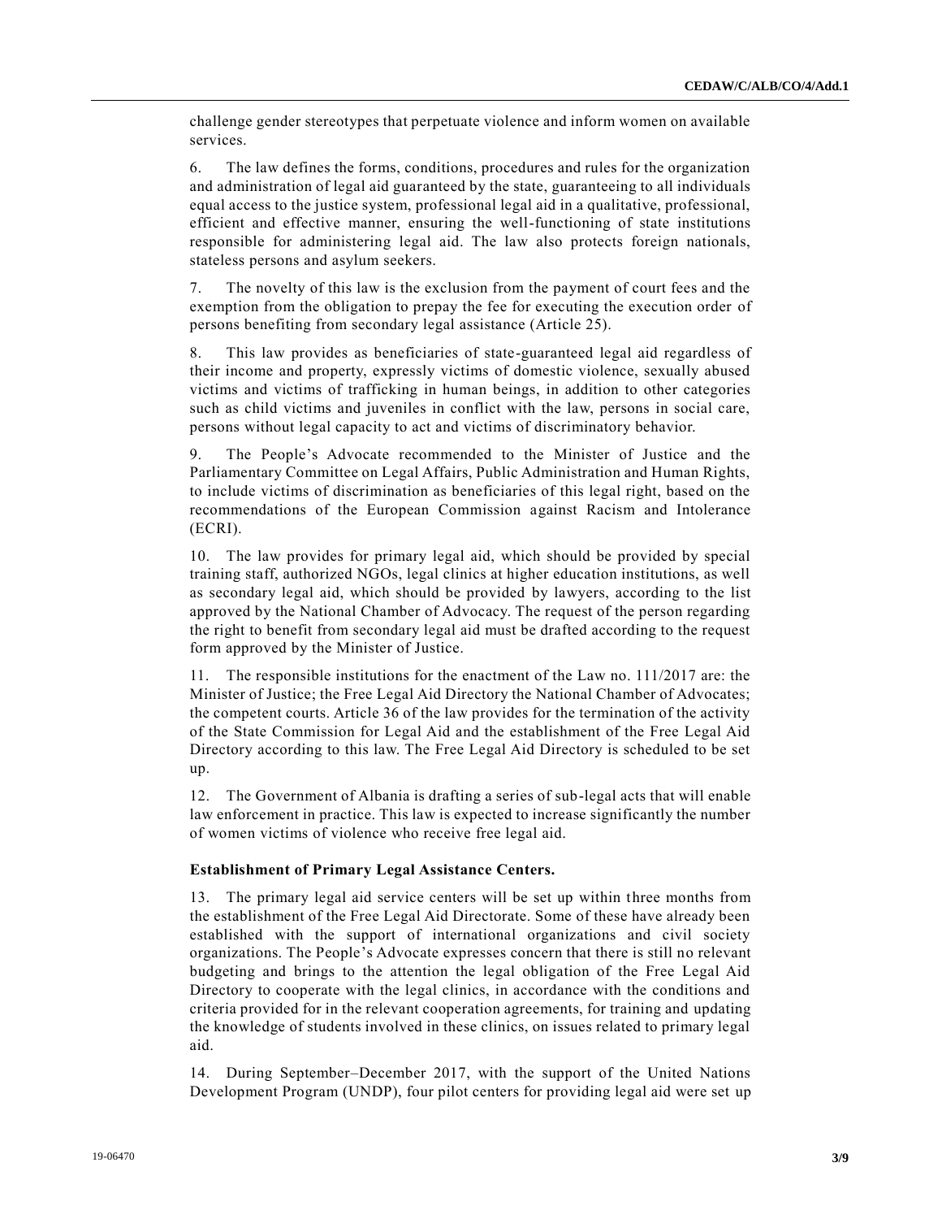challenge gender stereotypes that perpetuate violence and inform women on available services.

6. The law defines the forms, conditions, procedures and rules for the organization and administration of legal aid guaranteed by the state, guaranteeing to all individuals equal access to the justice system, professional legal aid in a qualitative, professional, efficient and effective manner, ensuring the well-functioning of state institutions responsible for administering legal aid. The law also protects foreign nationals, stateless persons and asylum seekers.

7. The novelty of this law is the exclusion from the payment of court fees and the exemption from the obligation to prepay the fee for executing the execution order of persons benefiting from secondary legal assistance (Article 25).

8. This law provides as beneficiaries of state-guaranteed legal aid regardless of their income and property, expressly victims of domestic violence, sexually abused victims and victims of trafficking in human beings, in addition to other categories such as child victims and juveniles in conflict with the law, persons in social care, persons without legal capacity to act and victims of discriminatory behavior.

9. The People's Advocate recommended to the Minister of Justice and the Parliamentary Committee on Legal Affairs, Public Administration and Human Rights, to include victims of discrimination as beneficiaries of this legal right, based on the recommendations of the European Commission against Racism and Intolerance (ECRI).

10. The law provides for primary legal aid, which should be provided by special training staff, authorized NGOs, legal clinics at higher education institutions, as well as secondary legal aid, which should be provided by lawyers, according to the list approved by the National Chamber of Advocacy. The request of the person regarding the right to benefit from secondary legal aid must be drafted according to the request form approved by the Minister of Justice.

11. The responsible institutions for the enactment of the Law no. 111/2017 are: the Minister of Justice; the Free Legal Aid Directory the National Chamber of Advocates; the competent courts. Article 36 of the law provides for the termination of the activity of the State Commission for Legal Aid and the establishment of the Free Legal Aid Directory according to this law. The Free Legal Aid Directory is scheduled to be set up.

12. The Government of Albania is drafting a series of sub-legal acts that will enable law enforcement in practice. This law is expected to increase significantly the number of women victims of violence who receive free legal aid.

**Establishment of Primary Legal Assistance Centers.**

13. The primary legal aid service centers will be set up within three months from the establishment of the Free Legal Aid Directorate. Some of these have already been established with the support of international organizations and civil society organizations. The People's Advocate expresses concern that there is still no relevant budgeting and brings to the attention the legal obligation of the Free Legal Aid Directory to cooperate with the legal clinics, in accordance with the conditions and criteria provided for in the relevant cooperation agreements, for training and updating the knowledge of students involved in these clinics, on issues related to primary legal aid.

14. During September–December 2017, with the support of the United Nations Development Program (UNDP), four pilot centers for providing legal aid were set up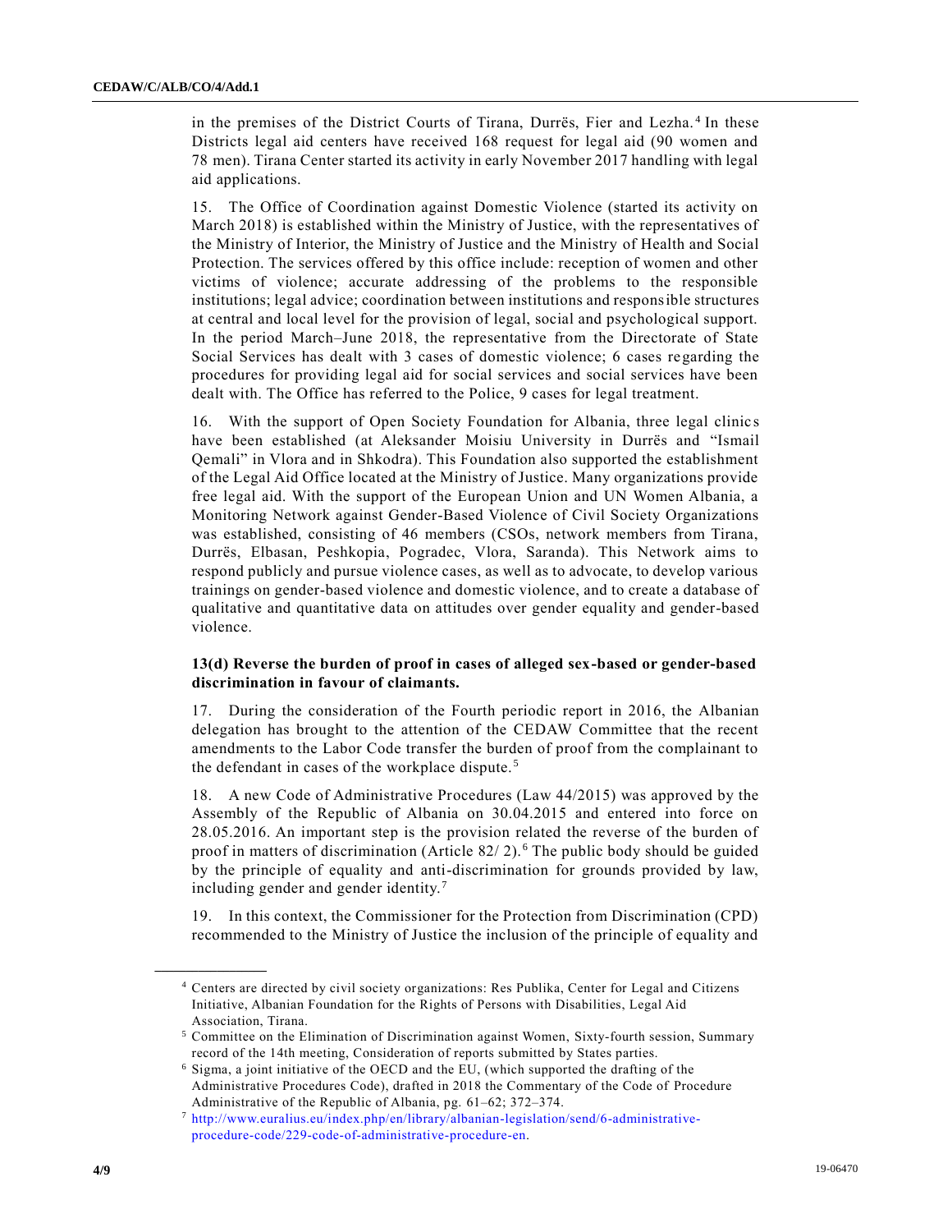in the premises of the District Courts of Tirana, Durrës, Fier and Lezha.[4] In these Districts legal aid centers have received 168 request for legal aid (90 women and 78 men). Tirana Center started its activity in early November 2017 handling with legal aid applications.

15. The Office of Coordination against Domestic Violence (started its activity on March 2018) is established within the Ministry of Justice, with the representatives of the Ministry of Interior, the Ministry of Justice and the Ministry of Health and Social Protection. The services offered by this office include: reception of women and other victims of violence; accurate addressing of the problems to the responsible institutions; legal advice; coordination between institutions and responsible structures at central and local level for the provision of legal, social and psychological support. In the period March–June 2018, the representative from the Directorate of State Social Services has dealt with 3 cases of domestic violence; 6 cases regarding the procedures for providing legal aid for social services and social services have been dealt with. The Office has referred to the Police, 9 cases for legal treatment.

16. With the support of Open Society Foundation for Albania, three legal clinics have been established (at Aleksander Moisiu University in Durrës and "Ismail Qemali" in Vlora and in Shkodra). This Foundation also supported the establishment of the Legal Aid Office located at the Ministry of Justice. Many organizations provide free legal aid. With the support of the European Union and UN Women Albania, a Monitoring Network against Gender-Based Violence of Civil Society Organizations was established, consisting of 46 members (CSOs, network members from Tirana, Durrës, Elbasan, Peshkopia, Pogradec, Vlora, Saranda). This Network aims to respond publicly and pursue violence cases, as well as to advocate, to develop various trainings on gender-based violence and domestic violence, and to create a database of qualitative and quantitative data on attitudes over gender equality and gender-based violence.

**13(d) Reverse the burden of proof in cases of alleged sex-based or gender-based discrimination in favour of claimants.**

17. During the consideration of the Fourth periodic report in 2016, the Albanian delegation has brought to the attention of the CEDAW Committee that the recent amendments to the Labor Code transfer the burden of proof from the complainant to the defendant in cases of the workplace dispute.[5]

18. A new Code of Administrative Procedures (Law 44/2015) was approved by the Assembly of the Republic of Albania on 30.04.2015 and entered into force on 28.05.2016. An important step is the provision related the reverse of the burden of proof in matters of discrimination (Article 82/ 2).[6] The public body should be guided by the principle of equality and anti-discrimination for grounds provided by law, including gender and gender identity.[7]

19. In this context, the Commissioner for the Protection from Discrimination (CPD) recommended to the Ministry of Justice the inclusion of the principle of equality and

---

[4] Centers are directed by civil society organizations: Res Publika, Center for Legal and Citizens Initiative, Albanian Foundation for the Rights of Persons with Disabilities, Legal Aid Association, Tirana.

[5] Committee on the Elimination of Discrimination against Women, Sixty-fourth session, Summary record of the 14th meeting, Consideration of reports submitted by States parties.

[6] Sigma, a joint initiative of the OECD and the EU, (which supported the drafting of the Administrative Procedures Code), drafted in 2018 the Commentary of the Code of Procedure Administrative of the Republic of Albania, pg. 61–62; 372–374.

[7] http://www.euralius.eu/index.php/en/library/albanian-legislation/send/6-administrative-procedure-code/229-code-of-administrative-procedure-en.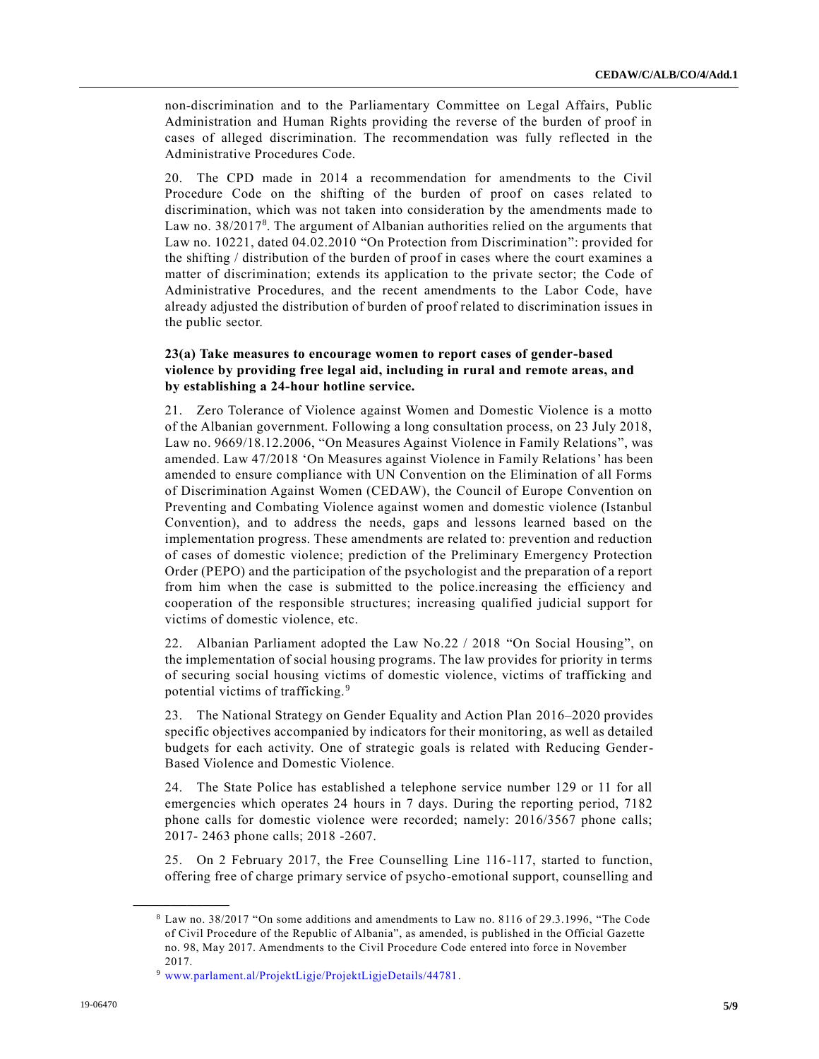non-discrimination and to the Parliamentary Committee on Legal Affairs, Public Administration and Human Rights providing the reverse of the burden of proof in cases of alleged discrimination. The recommendation was fully reflected in the Administrative Procedures Code.

20. The CPD made in 2014 a recommendation for amendments to the Civil Procedure Code on the shifting of the burden of proof on cases related to discrimination, which was not taken into consideration by the amendments made to Law no. 38/2017[8]. The argument of Albanian authorities relied on the arguments that Law no. 10221, dated 04.02.2010 "On Protection from Discrimination": provided for the shifting / distribution of the burden of proof in cases where the court examines a matter of discrimination; extends its application to the private sector; the Code of Administrative Procedures, and the recent amendments to the Labor Code, have already adjusted the distribution of burden of proof related to discrimination issues in the public sector.

**23(a) Take measures to encourage women to report cases of gender-based violence by providing free legal aid, including in rural and remote areas, and by establishing a 24-hour hotline service.**

21. Zero Tolerance of Violence against Women and Domestic Violence is a motto of the Albanian government. Following a long consultation process, on 23 July 2018, Law no. 9669/18.12.2006, "On Measures Against Violence in Family Relations", was amended. Law 47/2018 'On Measures against Violence in Family Relations' has been amended to ensure compliance with UN Convention on the Elimination of all Forms of Discrimination Against Women (CEDAW), the Council of Europe Convention on Preventing and Combating Violence against women and domestic violence (Istanbul Convention), and to address the needs, gaps and lessons learned based on the implementation progress. These amendments are related to: prevention and reduction of cases of domestic violence; prediction of the Preliminary Emergency Protection Order (PEPO) and the participation of the psychologist and the preparation of a report from him when the case is submitted to the police.increasing the efficiency and cooperation of the responsible structures; increasing qualified judicial support for victims of domestic violence, etc.

22. Albanian Parliament adopted the Law No.22 / 2018 "On Social Housing", on the implementation of social housing programs. The law provides for priority in terms of securing social housing victims of domestic violence, victims of trafficking and potential victims of trafficking.[9]

23. The National Strategy on Gender Equality and Action Plan 2016–2020 provides specific objectives accompanied by indicators for their monitoring, as well as detailed budgets for each activity. One of strategic goals is related with Reducing Gender-Based Violence and Domestic Violence.

24. The State Police has established a telephone service number 129 or 11 for all emergencies which operates 24 hours in 7 days. During the reporting period, 7182 phone calls for domestic violence were recorded; namely: 2016/3567 phone calls; 2017- 2463 phone calls; 2018 -2607.

25. On 2 February 2017, the Free Counselling Line 116-117, started to function, offering free of charge primary service of psycho-emotional support, counselling and

[8] Law no. 38/2017 "On some additions and amendments to Law no. 8116 of 29.3.1996, "The Code of Civil Procedure of the Republic of Albania", as amended, is published in the Official Gazette no. 98, May 2017. Amendments to the Civil Procedure Code entered into force in November 2017.

[9] www.parlament.al/ProjektLigje/ProjektLigjeDetails/44781.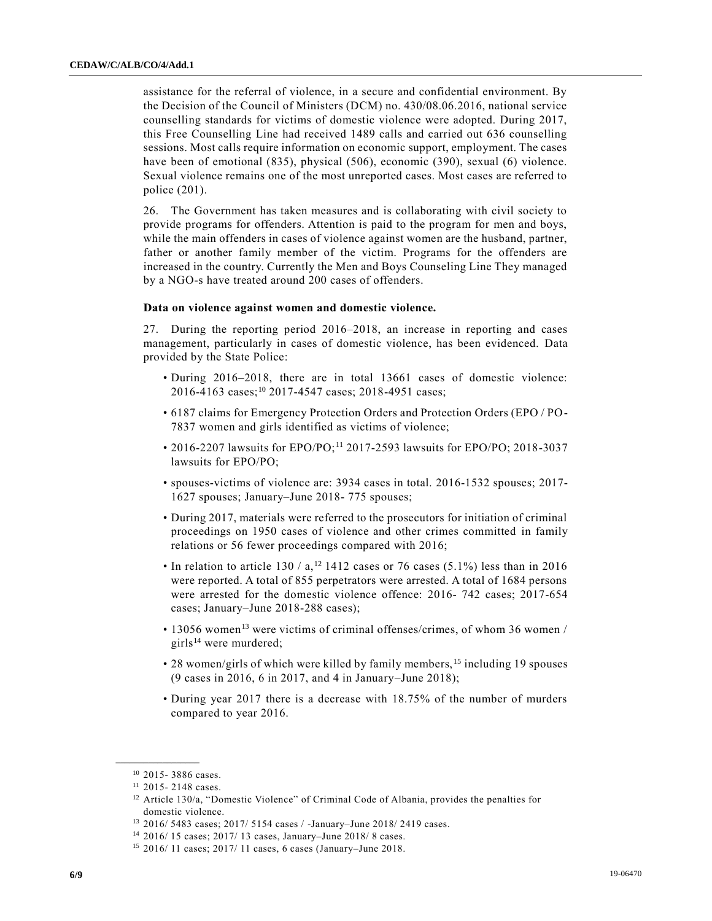assistance for the referral of violence, in a secure and confidential environment. By the Decision of the Council of Ministers (DCM) no. 430/08.06.2016, national service counselling standards for victims of domestic violence were adopted. During 2017, this Free Counselling Line had received 1489 calls and carried out 636 counselling sessions. Most calls require information on economic support, employment. The cases have been of emotional (835), physical (506), economic (390), sexual (6) violence. Sexual violence remains one of the most unreported cases. Most cases are referred to police (201).

26. The Government has taken measures and is collaborating with civil society to provide programs for offenders. Attention is paid to the program for men and boys, while the main offenders in cases of violence against women are the husband, partner, father or another family member of the victim. Programs for the offenders are increased in the country. Currently the Men and Boys Counseling Line They managed by a NGO-s have treated around 200 cases of offenders.

**Data on violence against women and domestic violence.**

27. During the reporting period 2016–2018, an increase in reporting and cases management, particularly in cases of domestic violence, has been evidenced. Data provided by the State Police:

- During 2016–2018, there are in total 13661 cases of domestic violence: 2016-4163 cases;[10] 2017-4547 cases; 2018-4951 cases;
- 6187 claims for Emergency Protection Orders and Protection Orders (EPO / PO-7837 women and girls identified as victims of violence;
- 2016-2207 lawsuits for EPO/PO;[11] 2017-2593 lawsuits for EPO/PO; 2018-3037 lawsuits for EPO/PO;
- spouses-victims of violence are: 3934 cases in total. 2016-1532 spouses; 2017-1627 spouses; January–June 2018- 775 spouses;
- During 2017, materials were referred to the prosecutors for initiation of criminal proceedings on 1950 cases of violence and other crimes committed in family relations or 56 fewer proceedings compared with 2016;
- In relation to article 130 / a,[12] 1412 cases or 76 cases (5.1%) less than in 2016 were reported. A total of 855 perpetrators were arrested. A total of 1684 persons were arrested for the domestic violence offence: 2016- 742 cases; 2017-654 cases; January–June 2018-288 cases);
- 13056 women[13] were victims of criminal offenses/crimes, of whom 36 women / girls[14] were murdered;
- 28 women/girls of which were killed by family members,[15] including 19 spouses (9 cases in 2016, 6 in 2017, and 4 in January–June 2018);
- During year 2017 there is a decrease with 18.75% of the number of murders compared to year 2016.

---

[10] 2015- 3886 cases.

[11] 2015- 2148 cases.

[12] Article 130/a, "Domestic Violence" of Criminal Code of Albania, provides the penalties for domestic violence.

[13] 2016/ 5483 cases; 2017/ 5154 cases / -January–June 2018/ 2419 cases.

[14] 2016/ 15 cases; 2017/ 13 cases, January–June 2018/ 8 cases.

[15] 2016/ 11 cases; 2017/ 11 cases, 6 cases (January–June 2018.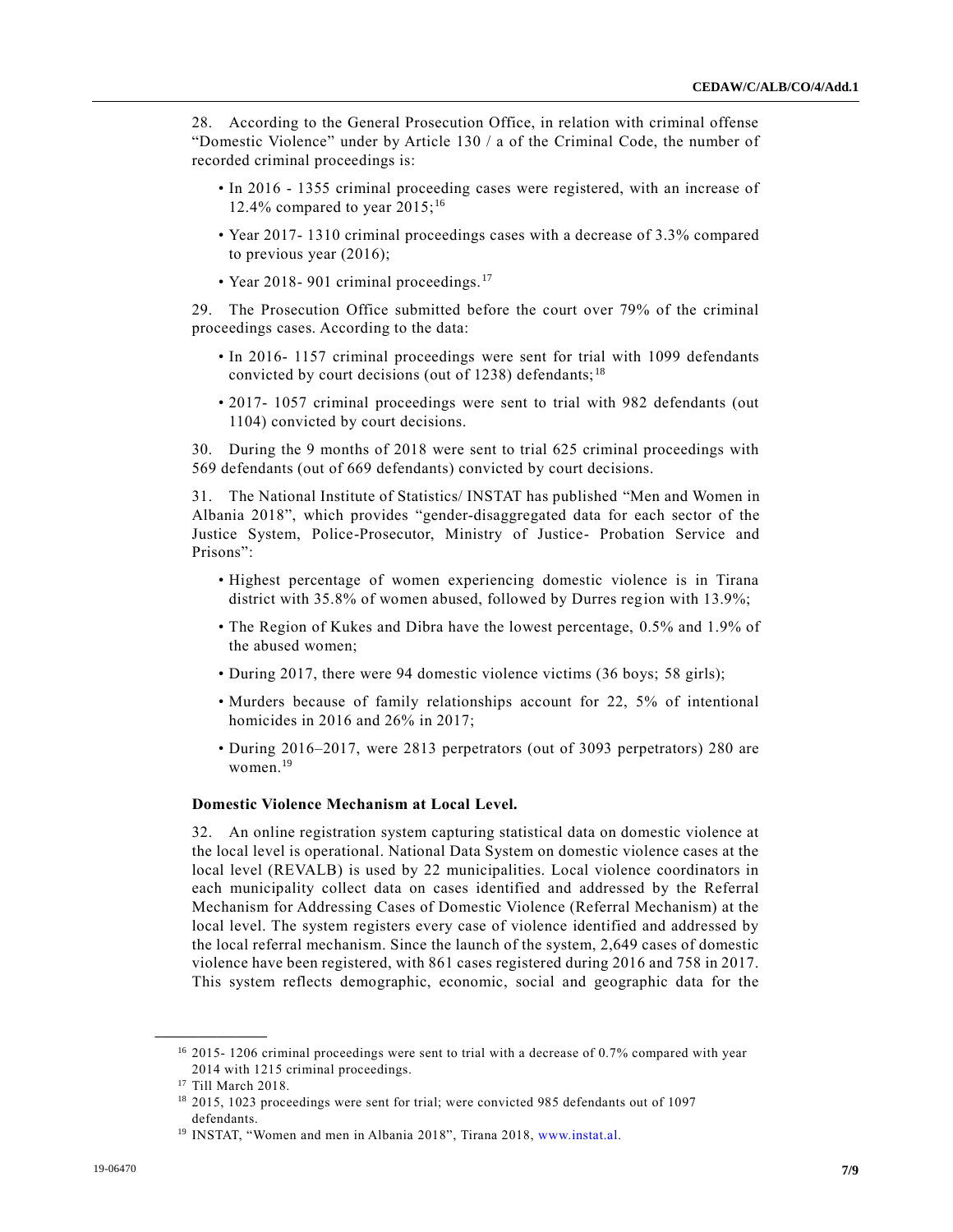28. According to the General Prosecution Office, in relation with criminal offense "Domestic Violence" under by Article 130 / a of the Criminal Code, the number of recorded criminal proceedings is:

- In 2016 - 1355 criminal proceeding cases were registered, with an increase of 12.4% compared to year 2015;[16]
- Year 2017- 1310 criminal proceedings cases with a decrease of 3.3% compared to previous year (2016);
- Year 2018- 901 criminal proceedings.[17]

29. The Prosecution Office submitted before the court over 79% of the criminal proceedings cases. According to the data:

- In 2016- 1157 criminal proceedings were sent for trial with 1099 defendants convicted by court decisions (out of 1238) defendants;[18]
- 2017- 1057 criminal proceedings were sent to trial with 982 defendants (out 1104) convicted by court decisions.

30. During the 9 months of 2018 were sent to trial 625 criminal proceedings with 569 defendants (out of 669 defendants) convicted by court decisions.

31. The National Institute of Statistics/ INSTAT has published "Men and Women in Albania 2018", which provides "gender-disaggregated data for each sector of the Justice System, Police-Prosecutor, Ministry of Justice- Probation Service and Prisons":

- Highest percentage of women experiencing domestic violence is in Tirana district with 35.8% of women abused, followed by Durres region with 13.9%;
- The Region of Kukes and Dibra have the lowest percentage, 0.5% and 1.9% of the abused women;
- During 2017, there were 94 domestic violence victims (36 boys; 58 girls);
- Murders because of family relationships account for 22, 5% of intentional homicides in 2016 and 26% in 2017;
- During 2016–2017, were 2813 perpetrators (out of 3093 perpetrators) 280 are women.[19]

**Domestic Violence Mechanism at Local Level.**

32. An online registration system capturing statistical data on domestic violence at the local level is operational. National Data System on domestic violence cases at the local level (REVALB) is used by 22 municipalities. Local violence coordinators in each municipality collect data on cases identified and addressed by the Referral Mechanism for Addressing Cases of Domestic Violence (Referral Mechanism) at the local level. The system registers every case of violence identified and addressed by the local referral mechanism. Since the launch of the system, 2,649 cases of domestic violence have been registered, with 861 cases registered during 2016 and 758 in 2017. This system reflects demographic, economic, social and geographic data for the

---

[16] 2015- 1206 criminal proceedings were sent to trial with a decrease of 0.7% compared with year 2014 with 1215 criminal proceedings.

[17] Till March 2018.

[18] 2015, 1023 proceedings were sent for trial; were convicted 985 defendants out of 1097 defendants.

[19] INSTAT, "Women and men in Albania 2018", Tirana 2018, www.instat.al.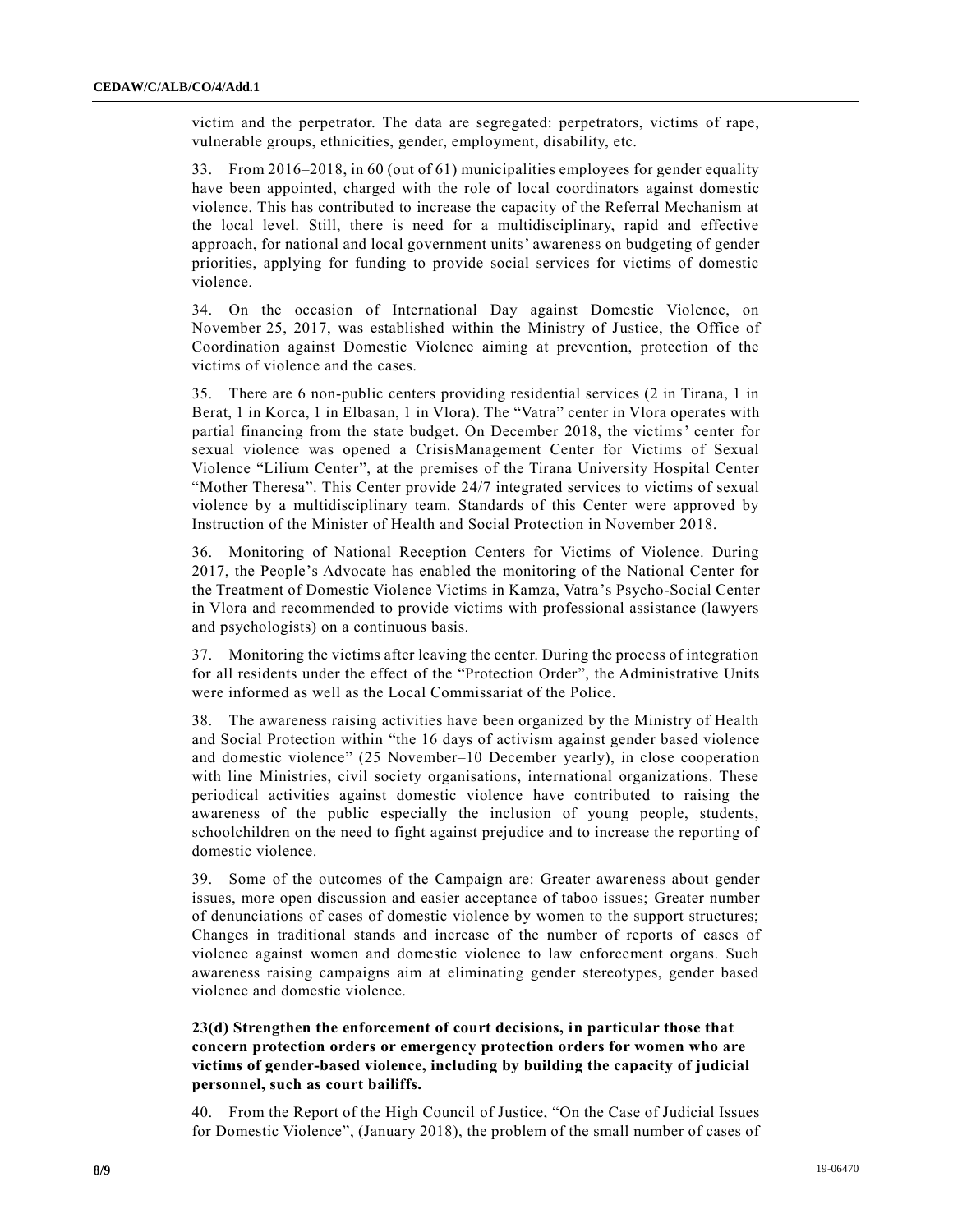victim and the perpetrator. The data are segregated: perpetrators, victims of rape, vulnerable groups, ethnicities, gender, employment, disability, etc.

33. From 2016–2018, in 60 (out of 61) municipalities employees for gender equality have been appointed, charged with the role of local coordinators against domestic violence. This has contributed to increase the capacity of the Referral Mechanism at the local level. Still, there is need for a multidisciplinary, rapid and effective approach, for national and local government units' awareness on budgeting of gender priorities, applying for funding to provide social services for victims of domestic violence.

34. On the occasion of International Day against Domestic Violence, on November 25, 2017, was established within the Ministry of Justice, the Office of Coordination against Domestic Violence aiming at prevention, protection of the victims of violence and the cases.

35. There are 6 non-public centers providing residential services (2 in Tirana, 1 in Berat, 1 in Korca, 1 in Elbasan, 1 in Vlora). The "Vatra" center in Vlora operates with partial financing from the state budget. On December 2018, the victims' center for sexual violence was opened a CrisisManagement Center for Victims of Sexual Violence "Lilium Center", at the premises of the Tirana University Hospital Center "Mother Theresa". This Center provide 24/7 integrated services to victims of sexual violence by a multidisciplinary team. Standards of this Center were approved by Instruction of the Minister of Health and Social Protection in November 2018.

36. Monitoring of National Reception Centers for Victims of Violence. During 2017, the People's Advocate has enabled the monitoring of the National Center for the Treatment of Domestic Violence Victims in Kamza, Vatra's Psycho-Social Center in Vlora and recommended to provide victims with professional assistance (lawyers and psychologists) on a continuous basis.

37. Monitoring the victims after leaving the center. During the process of integration for all residents under the effect of the "Protection Order", the Administrative Units were informed as well as the Local Commissariat of the Police.

38. The awareness raising activities have been organized by the Ministry of Health and Social Protection within "the 16 days of activism against gender based violence and domestic violence" (25 November–10 December yearly), in close cooperation with line Ministries, civil society organisations, international organizations. These periodical activities against domestic violence have contributed to raising the awareness of the public especially the inclusion of young people, students, schoolchildren on the need to fight against prejudice and to increase the reporting of domestic violence.

39. Some of the outcomes of the Campaign are: Greater awareness about gender issues, more open discussion and easier acceptance of taboo issues; Greater number of denunciations of cases of domestic violence by women to the support structures; Changes in traditional stands and increase of the number of reports of cases of violence against women and domestic violence to law enforcement organs. Such awareness raising campaigns aim at eliminating gender stereotypes, gender based violence and domestic violence.

**23(d) Strengthen the enforcement of court decisions, in particular those that concern protection orders or emergency protection orders for women who are victims of gender-based violence, including by building the capacity of judicial personnel, such as court bailiffs.**

40. From the Report of the High Council of Justice, "On the Case of Judicial Issues for Domestic Violence", (January 2018), the problem of the small number of cases of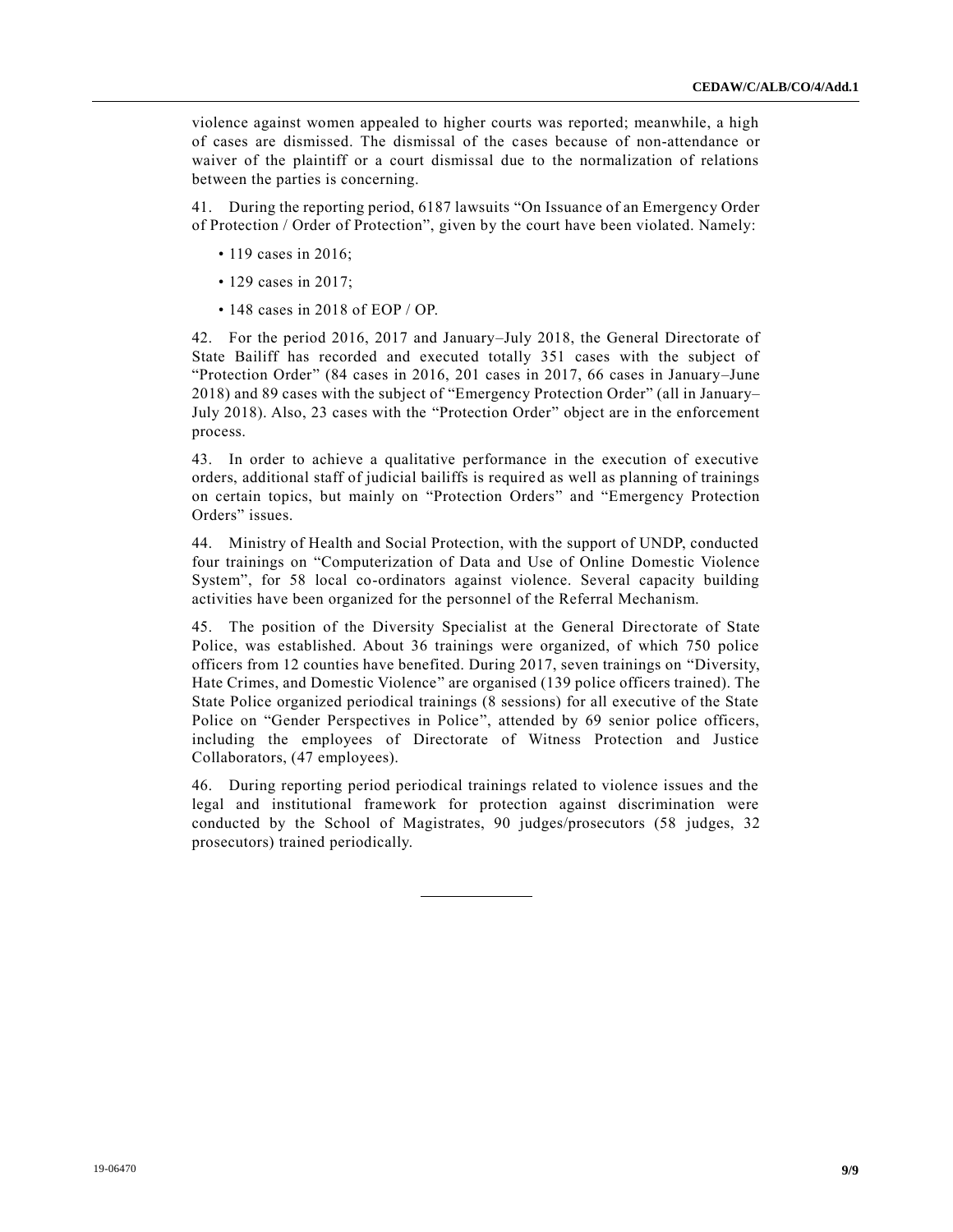violence against women appealed to higher courts was reported; meanwhile, a high of cases are dismissed. The dismissal of the cases because of non-attendance or waiver of the plaintiff or a court dismissal due to the normalization of relations between the parties is concerning.

41. During the reporting period, 6187 lawsuits "On Issuance of an Emergency Order of Protection / Order of Protection", given by the court have been violated. Namely:

- 119 cases in 2016;
- 129 cases in 2017;
- 148 cases in 2018 of EOP / OP.

42. For the period 2016, 2017 and January–July 2018, the General Directorate of State Bailiff has recorded and executed totally 351 cases with the subject of "Protection Order" (84 cases in 2016, 201 cases in 2017, 66 cases in January–June 2018) and 89 cases with the subject of "Emergency Protection Order" (all in January–July 2018). Also, 23 cases with the "Protection Order" object are in the enforcement process.

43. In order to achieve a qualitative performance in the execution of executive orders, additional staff of judicial bailiffs is required as well as planning of trainings on certain topics, but mainly on "Protection Orders" and "Emergency Protection Orders" issues.

44. Ministry of Health and Social Protection, with the support of UNDP, conducted four trainings on "Computerization of Data and Use of Online Domestic Violence System", for 58 local co-ordinators against violence. Several capacity building activities have been organized for the personnel of the Referral Mechanism.

45. The position of the Diversity Specialist at the General Directorate of State Police, was established. About 36 trainings were organized, of which 750 police officers from 12 counties have benefited. During 2017, seven trainings on "Diversity, Hate Crimes, and Domestic Violence" are organised (139 police officers trained). The State Police organized periodical trainings (8 sessions) for all executive of the State Police on "Gender Perspectives in Police", attended by 69 senior police officers, including the employees of Directorate of Witness Protection and Justice Collaborators, (47 employees).

46. During reporting period periodical trainings related to violence issues and the legal and institutional framework for protection against discrimination were conducted by the School of Magistrates, 90 judges/prosecutors (58 judges, 32 prosecutors) trained periodically.